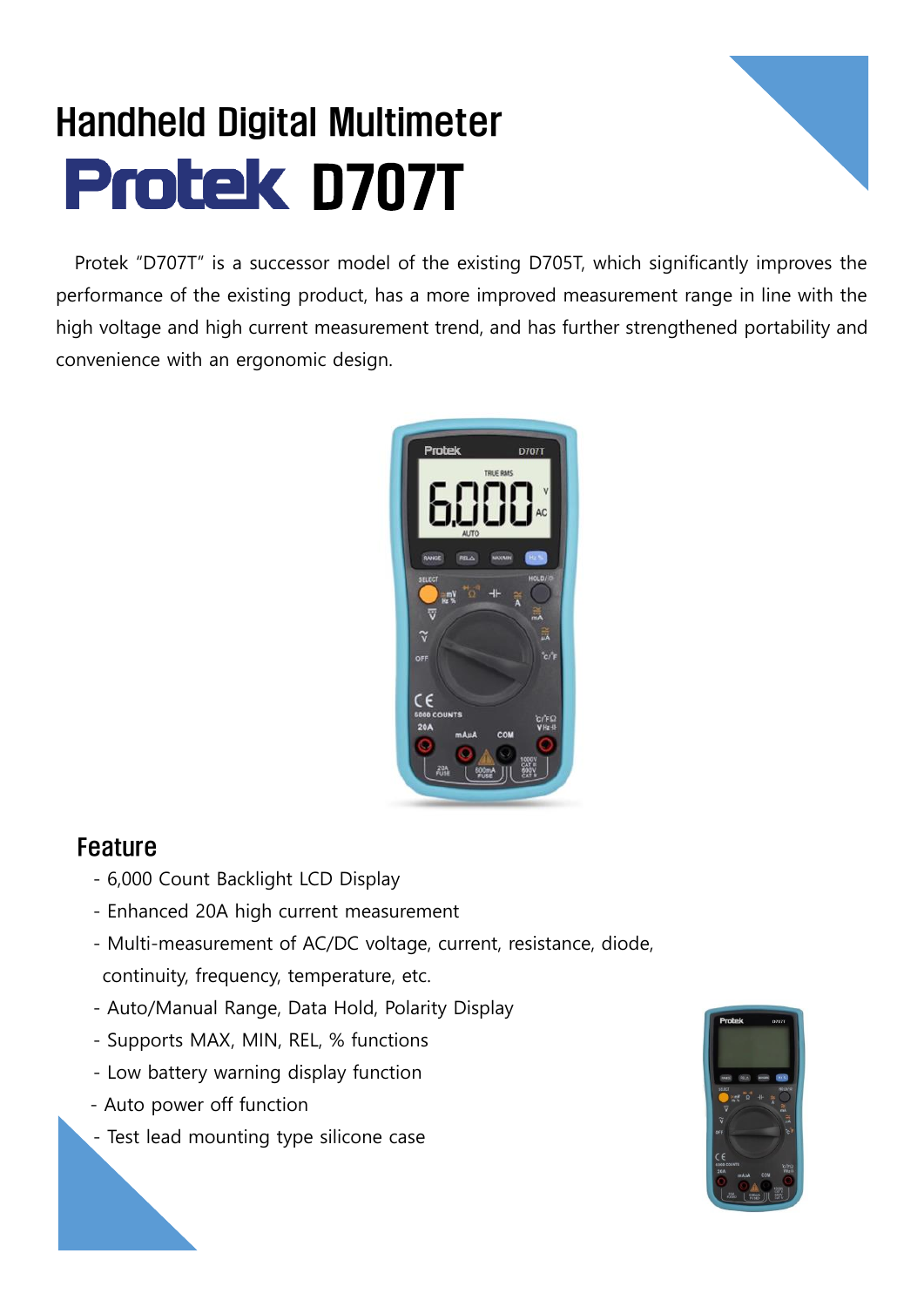# Handheld Digital Multimeter

# Protek D707T

Protek "D707T" is a successor model of the existing D705T, which significantly improves the performance of the existing product, has a more improved measurement range in line with the high voltage and high current measurement trend, and has further strengthened portability and convenience with an ergonomic design.

## Feature

- 6,000 Count Backlight LCD Display
- Enhanced 20A high current measurement
- Multi-measurement of AC/DC voltage, current, resistance, diode, continuity, frequency, temperature, etc.
- Auto/Manual Range, Data Hold, Polarity Display
- Supports MAX, MIN, REL, % functions
- Low battery warning display function
- Auto power off function
- Test lead mounting type silicone case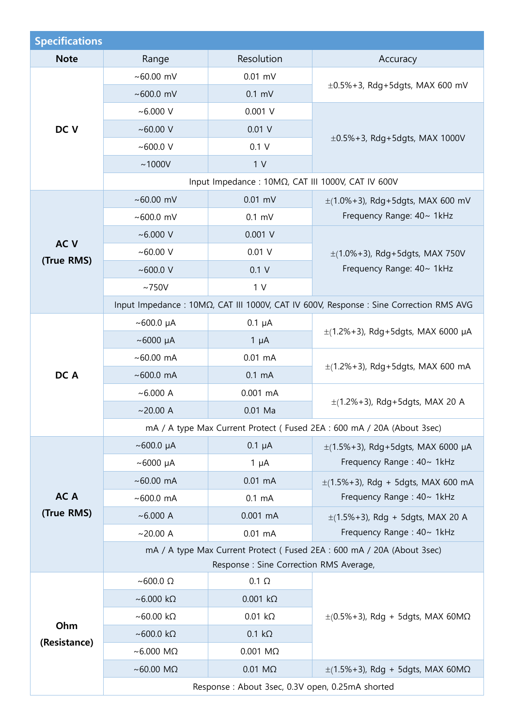## Specifications

| Note | Range | Resolution | Accuracy |
|---|---|---|---|
| DC V | ~60.00 mV | 0.01 mV | ±0.5%+3, Rdg+5dgts, MAX 600 mV |
| | ~600.0 mV | 0.1 mV | |
| | ~6.000 V | 0.001 V | ±0.5%+3, Rdg+5dgts, MAX 1000V |
| | ~60.00 V | 0.01 V | |
| | ~600.0 V | 0.1 V | |
| | ~1000V | 1 V | |
| | Input Impedance : 10MΩ, CAT III 1000V, CAT IV 600V | | |
| AC V (True RMS) | ~60.00 mV | 0.01 mV | ±(1.0%+3), Rdg+5dgts, MAX 600 mV Frequency Range: 40~ 1kHz |
| | ~600.0 mV | 0.1 mV | |
| | ~6.000 V | 0.001 V | ±(1.0%+3), Rdg+5dgts, MAX 750V Frequency Range: 40~ 1kHz |
| | ~60.00 V | 0.01 V | |
| | ~600.0 V | 0.1 V | |
| | ~750V | 1 V | |
| | Input Impedance : 10MΩ, CAT III 1000V, CAT IV 600V, Response : Sine Correction RMS AVG | | |
| DC A | ~600.0 μA | 0.1 μA | ±(1.2%+3), Rdg+5dgts, MAX 6000 μA |
| | ~6000 μA | 1 μA | |
| | ~60.00 mA | 0.01 mA | ±(1.2%+3), Rdg+5dgts, MAX 600 mA |
| | ~600.0 mA | 0.1 mA | |
| | ~6.000 A | 0.001 mA | ±(1.2%+3), Rdg+5dgts, MAX 20 A |
| | ~20.00 A | 0.01 Ma | |
| | mA / A type Max Current Protect ( Fused 2EA : 600 mA / 20A (About 3sec) | | |
| AC A (True RMS) | ~600.0 μA | 0.1 μA | ±(1.5%+3), Rdg+5dgts, MAX 6000 μA Frequency Range : 40~ 1kHz |
| | ~6000 μA | 1 μA | |
| | ~60.00 mA | 0.01 mA | ±(1.5%+3), Rdg + 5dgts, MAX 600 mA Frequency Range : 40~ 1kHz |
| | ~600.0 mA | 0.1 mA | |
| | ~6.000 A | 0.001 mA | ±(1.5%+3), Rdg + 5dgts, MAX 20 A Frequency Range : 40~ 1kHz |
| | ~20.00 A | 0.01 mA | |
| | mA / A type Max Current Protect ( Fused 2EA : 600 mA / 20A (About 3sec) Response : Sine Correction RMS Average, | | |
| Ohm (Resistance) | ~600.0 Ω | 0.1 Ω | ±(0.5%+3), Rdg + 5dgts, MAX 60MΩ |
| | ~6.000 kΩ | 0.001 kΩ | |
| | ~60.00 kΩ | 0.01 kΩ | |
| | ~600.0 kΩ | 0.1 kΩ | |
| | ~6.000 MΩ | 0.001 MΩ | |
| | ~60.00 MΩ | 0.01 MΩ | ±(1.5%+3), Rdg + 5dgts, MAX 60MΩ |
| | Response : About 3sec, 0.3V open, 0.25mA shorted | | |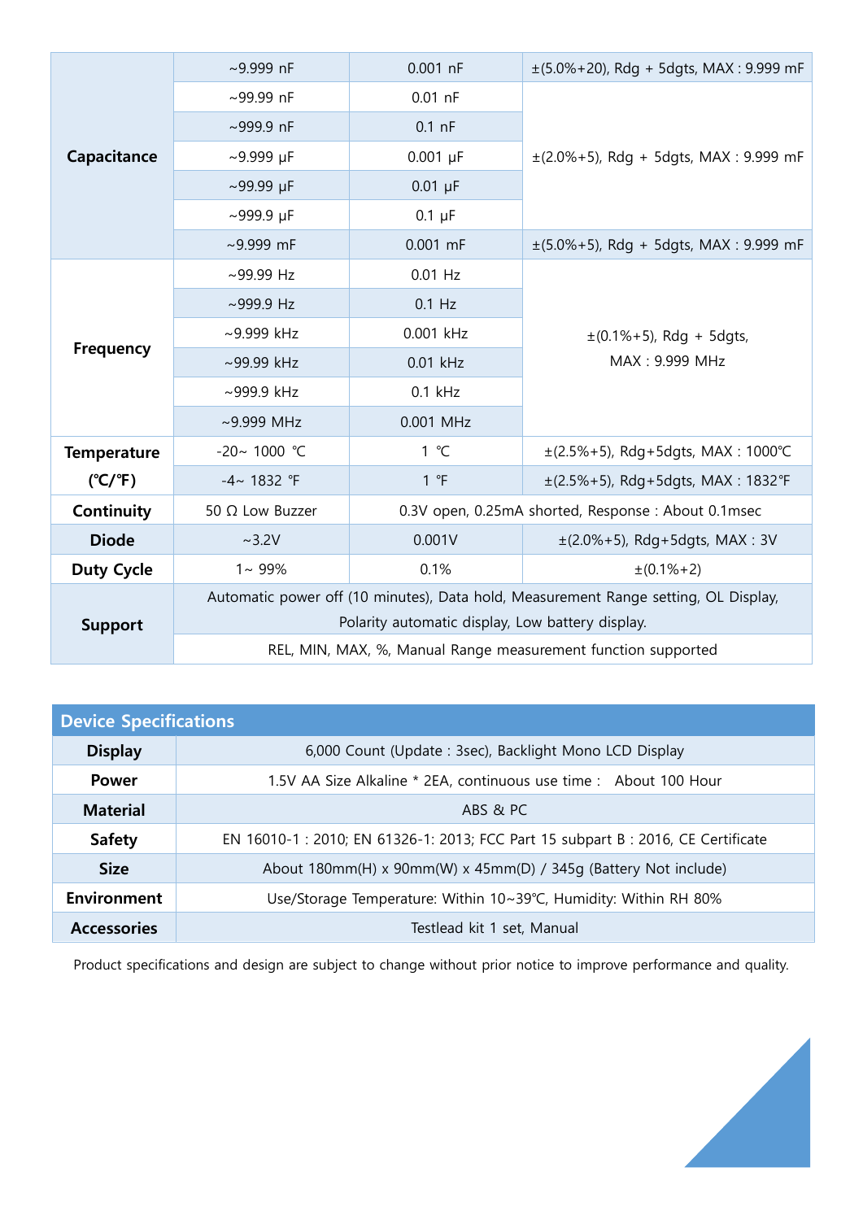| | | | |
|---|---|---|---|
| **Capacitance** | ~9.999 nF | 0.001 nF | ±(5.0%+20), Rdg + 5dgts, MAX : 9.999 mF |
| | ~99.99 nF | 0.01 nF | ±(2.0%+5), Rdg + 5dgts, MAX : 9.999 mF |
| | ~999.9 nF | 0.1 nF | |
| | ~9.999 µF | 0.001 µF | |
| | ~99.99 µF | 0.01 µF | |
| | ~999.9 µF | 0.1 µF | |
| | ~9.999 mF | 0.001 mF | ±(5.0%+5), Rdg + 5dgts, MAX : 9.999 mF |
| **Frequency** | ~99.99 Hz | 0.01 Hz | ±(0.1%+5), Rdg + 5dgts, MAX : 9.999 MHz |
| | ~999.9 Hz | 0.1 Hz | |
| | ~9.999 kHz | 0.001 kHz | |
| | ~99.99 kHz | 0.01 kHz | |
| | ~999.9 kHz | 0.1 kHz | |
| | ~9.999 MHz | 0.001 MHz | |
| **Temperature (℃/℉)** | -20~ 1000 ℃ | 1 ℃ | ±(2.5%+5), Rdg+5dgts, MAX : 1000℃ |
| | -4~ 1832 ℉ | 1 ℉ | ±(2.5%+5), Rdg+5dgts, MAX : 1832℉ |
| **Continuity** | 50 Ω Low Buzzer | 0.3V open, 0.25mA shorted, Response : About 0.1msec | |
| **Diode** | ~3.2V | 0.001V | ±(2.0%+5), Rdg+5dgts, MAX : 3V |
| **Duty Cycle** | 1~ 99% | 0.1% | ±(0.1%+2) |
| **Support** | Automatic power off (10 minutes), Data hold, Measurement Range setting, OL Display, Polarity automatic display, Low battery display. | | |
| | REL, MIN, MAX, %, Manual Range measurement function supported | | |

| Device Specifications | |
|---|---|
| **Display** | 6,000 Count (Update : 3sec), Backlight Mono LCD Display |
| **Power** | 1.5V AA Size Alkaline * 2EA, continuous use time : About 100 Hour |
| **Material** | ABS & PC |
| **Safety** | EN 16010-1 : 2010; EN 61326-1: 2013; FCC Part 15 subpart B : 2016, CE Certificate |
| **Size** | About 180mm(H) x 90mm(W) x 45mm(D) / 345g (Battery Not include) |
| **Environment** | Use/Storage Temperature: Within 10~39℃, Humidity: Within RH 80% |
| **Accessories** | Testlead kit 1 set, Manual |

Product specifications and design are subject to change without prior notice to improve performance and quality.